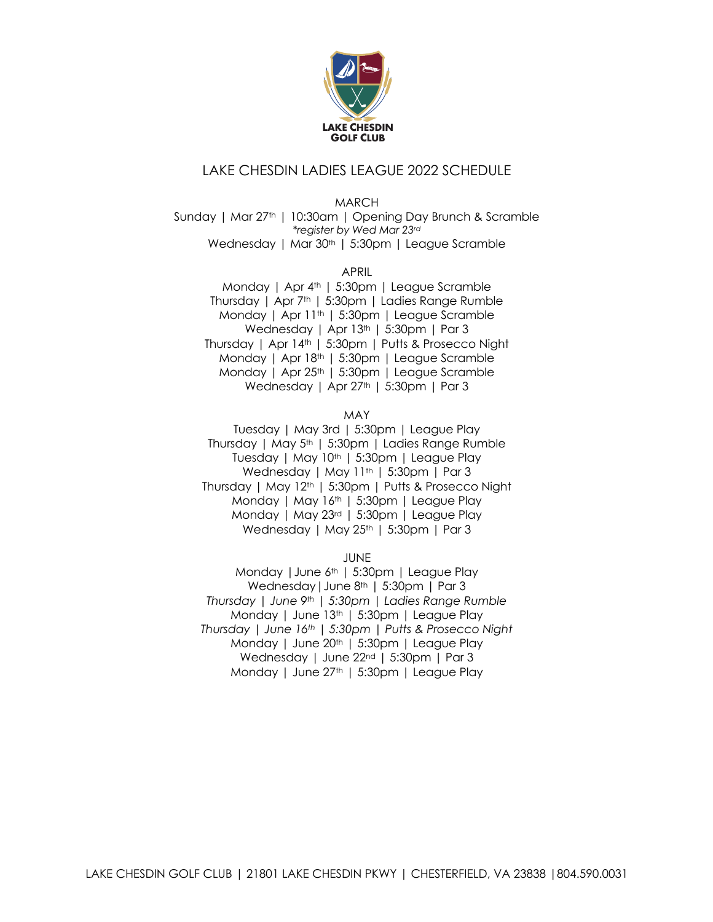LAKE CHESDIN GOLF CLUB

# LAKE CHESDIN LADIES LEAGUE 2022 SCHEDULE

## MARCH

Sunday | Mar 27th | 10:30am | Opening Day Brunch & Scramble
*\*register by Wed Mar 23rd*
Wednesday | Mar 30th | 5:30pm | League Scramble

## APRIL

Monday | Apr 4th | 5:30pm | League Scramble
Thursday | Apr 7th | 5:30pm | Ladies Range Rumble
Monday | Apr 11th | 5:30pm | League Scramble
Wednesday | Apr 13th | 5:30pm | Par 3
Thursday | Apr 14th | 5:30pm | Putts & Prosecco Night
Monday | Apr 18th | 5:30pm | League Scramble
Monday | Apr 25th | 5:30pm | League Scramble
Wednesday | Apr 27th | 5:30pm | Par 3

## MAY

Tuesday | May 3rd | 5:30pm | League Play
Thursday | May 5th | 5:30pm | Ladies Range Rumble
Tuesday | May 10th | 5:30pm | League Play
Wednesday | May 11th | 5:30pm | Par 3
Thursday | May 12th | 5:30pm | Putts & Prosecco Night
Monday | May 16th | 5:30pm | League Play
Monday | May 23rd | 5:30pm | League Play
Wednesday | May 25th | 5:30pm | Par 3

## JUNE

Monday | June 6th | 5:30pm | League Play
Wednesday | June 8th | 5:30pm | Par 3
*Thursday | June 9th | 5:30pm | Ladies Range Rumble*
Monday | June 13th | 5:30pm | League Play
*Thursday | June 16th | 5:30pm | Putts & Prosecco Night*
Monday | June 20th | 5:30pm | League Play
Wednesday | June 22nd | 5:30pm | Par 3
Monday | June 27th | 5:30pm | League Play

LAKE CHESDIN GOLF CLUB | 21801 LAKE CHESDIN PKWY | CHESTERFIELD, VA 23838 | 804.590.0031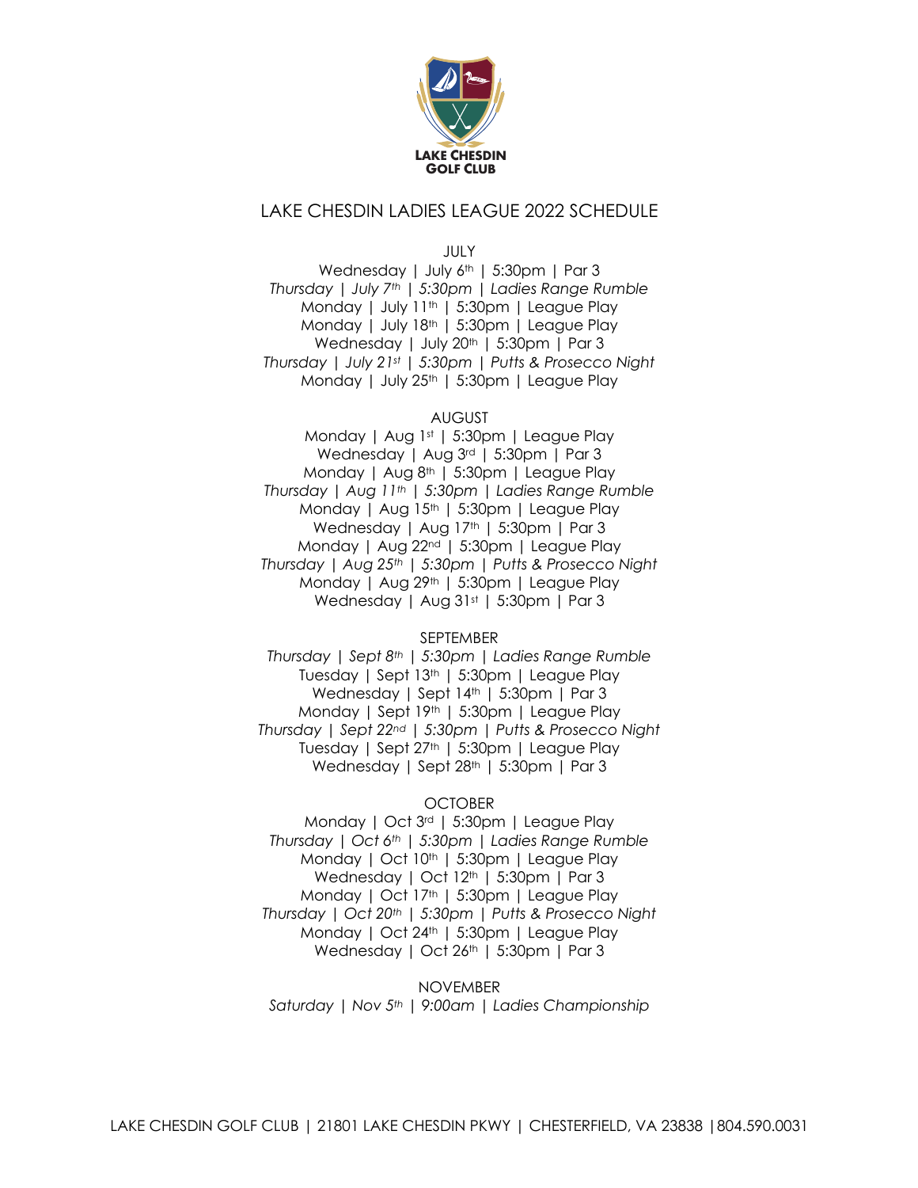LAKE CHESDIN GOLF CLUB

# LAKE CHESDIN LADIES LEAGUE 2022 SCHEDULE

## JULY

Wednesday | July 6th | 5:30pm | Par 3
*Thursday | July 7th | 5:30pm | Ladies Range Rumble*
Monday | July 11th | 5:30pm | League Play
Monday | July 18th | 5:30pm | League Play
Wednesday | July 20th | 5:30pm | Par 3
*Thursday | July 21st | 5:30pm | Putts & Prosecco Night*
Monday | July 25th | 5:30pm | League Play

## AUGUST

Monday | Aug 1st | 5:30pm | League Play
Wednesday | Aug 3rd | 5:30pm | Par 3
Monday | Aug 8th | 5:30pm | League Play
*Thursday | Aug 11th | 5:30pm | Ladies Range Rumble*
Monday | Aug 15th | 5:30pm | League Play
Wednesday | Aug 17th | 5:30pm | Par 3
Monday | Aug 22nd | 5:30pm | League Play
*Thursday | Aug 25th | 5:30pm | Putts & Prosecco Night*
Monday | Aug 29th | 5:30pm | League Play
Wednesday | Aug 31st | 5:30pm | Par 3

## SEPTEMBER

*Thursday | Sept 8th | 5:30pm | Ladies Range Rumble*
Tuesday | Sept 13th | 5:30pm | League Play
Wednesday | Sept 14th | 5:30pm | Par 3
Monday | Sept 19th | 5:30pm | League Play
*Thursday | Sept 22nd | 5:30pm | Putts & Prosecco Night*
Tuesday | Sept 27th | 5:30pm | League Play
Wednesday | Sept 28th | 5:30pm | Par 3

## OCTOBER

Monday | Oct 3rd | 5:30pm | League Play
*Thursday | Oct 6th | 5:30pm | Ladies Range Rumble*
Monday | Oct 10th | 5:30pm | League Play
Wednesday | Oct 12th | 5:30pm | Par 3
Monday | Oct 17th | 5:30pm | League Play
*Thursday | Oct 20th | 5:30pm | Putts & Prosecco Night*
Monday | Oct 24th | 5:30pm | League Play
Wednesday | Oct 26th | 5:30pm | Par 3

## NOVEMBER

*Saturday | Nov 5th | 9:00am | Ladies Championship*

LAKE CHESDIN GOLF CLUB | 21801 LAKE CHESDIN PKWY | CHESTERFIELD, VA 23838 | 804.590.0031